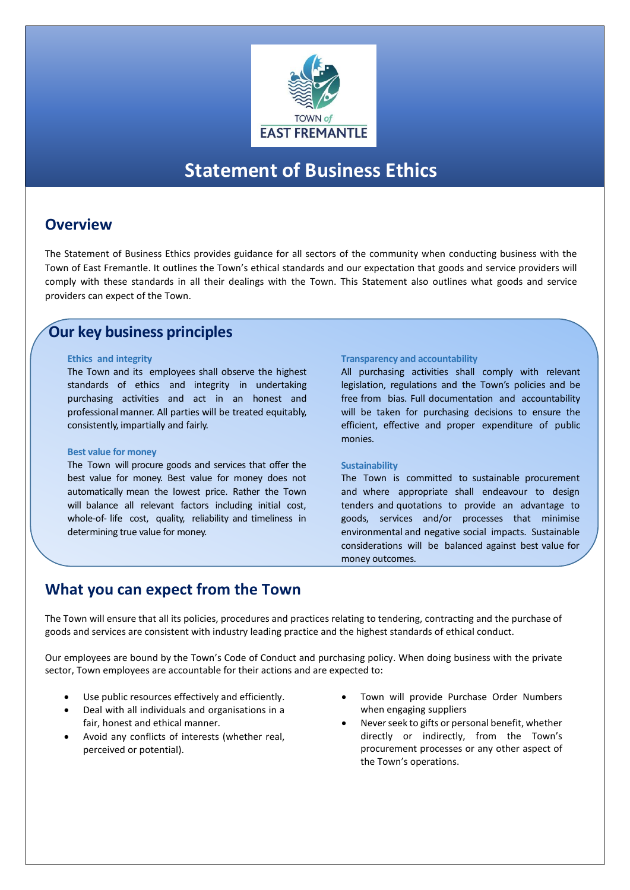# Statement of Business Ethics

## Overview

The Statement of Business Ethics provides guidance for all sectors of the community when conducting business with the Town of East Fremantle. It outlines the Town's ethical standards and our expectation that goods and service providers will comply with these standards in all their dealings with the Town. This Statement also outlines what goods and service providers can expect of the Town.

## Our key business principles

### Ethics and integrity

The Town and its employees shall observe the highest standards of ethics and integrity in undertaking purchasing activities and act in an honest and professional manner. All parties will be treated equitably, consistently, impartially and fairly.

### Best value for money

The Town will procure goods and services that offer the best value for money. Best value for money does not automatically mean the lowest price. Rather the Town will balance all relevant factors including initial cost, whole-of- life cost, quality, reliability and timeliness in determining true value for money.

### Transparency and accountability

All purchasing activities shall comply with relevant legislation, regulations and the Town's policies and be free from bias. Full documentation and accountability will be taken for purchasing decisions to ensure the efficient, effective and proper expenditure of public monies.

### Sustainability

The Town is committed to sustainable procurement and where appropriate shall endeavour to design tenders and quotations to provide an advantage to goods, services and/or processes that minimise environmental and negative social impacts. Sustainable considerations will be balanced against best value for money outcomes.

## What you can expect from the Town

The Town will ensure that all its policies, procedures and practices relating to tendering, contracting and the purchase of goods and services are consistent with industry leading practice and the highest standards of ethical conduct.

Our employees are bound by the Town's Code of Conduct and purchasing policy. When doing business with the private sector, Town employees are accountable for their actions and are expected to:

- Use public resources effectively and efficiently.
- Deal with all individuals and organisations in a fair, honest and ethical manner.
- Avoid any conflicts of interests (whether real, perceived or potential).
- Town will provide Purchase Order Numbers when engaging suppliers
- Never seek to gifts or personal benefit, whether directly or indirectly, from the Town's procurement processes or any other aspect of the Town's operations.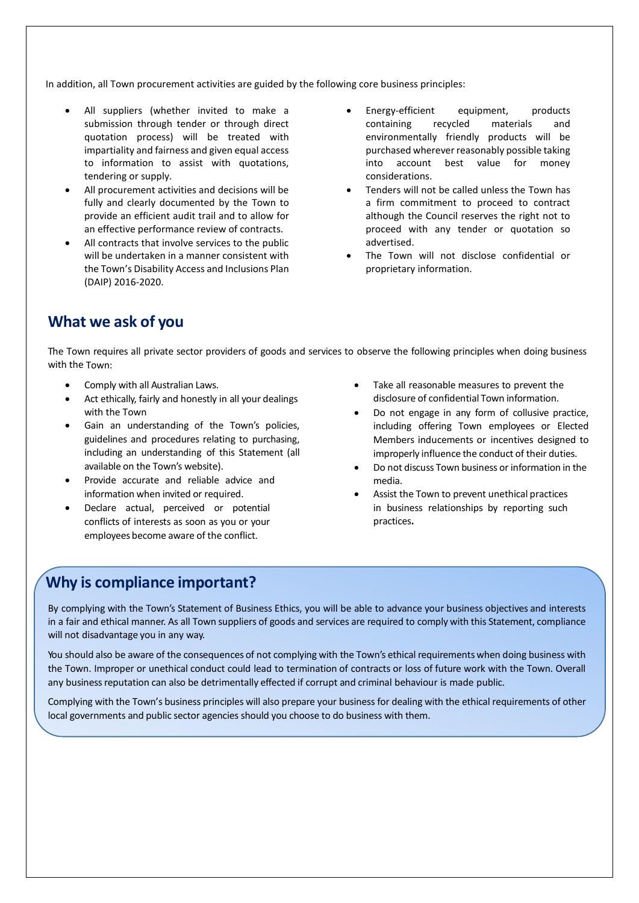In addition, all Town procurement activities are guided by the following core business principles:

- All suppliers (whether invited to make a submission through tender or through direct quotation process) will be treated with impartiality and fairness and given equal access to information to assist with quotations, tendering or supply.
- All procurement activities and decisions will be fully and clearly documented by the Town to provide an efficient audit trail and to allow for an effective performance review of contracts.
- All contracts that involve services to the public will be undertaken in a manner consistent with the Town's Disability Access and Inclusions Plan (DAIP) 2016-2020.
- Energy-efficient equipment, products containing recycled materials and environmentally friendly products will be purchased wherever reasonably possible taking into account best value for money considerations.
- Tenders will not be called unless the Town has a firm commitment to proceed to contract although the Council reserves the right not to proceed with any tender or quotation so advertised.
- The Town will not disclose confidential or proprietary information.

## What we ask of you

The Town requires all private sector providers of goods and services to observe the following principles when doing business with the Town:

- Comply with all Australian Laws.
- Act ethically, fairly and honestly in all your dealings with the Town
- Gain an understanding of the Town's policies, guidelines and procedures relating to purchasing, including an understanding of this Statement (all available on the Town's website).
- Provide accurate and reliable advice and information when invited or required.
- Declare actual, perceived or potential conflicts of interests as soon as you or your employees become aware of the conflict.
- Take all reasonable measures to prevent the disclosure of confidential Town information.
- Do not engage in any form of collusive practice, including offering Town employees or Elected Members inducements or incentives designed to improperly influence the conduct of their duties.
- Do not discuss Town business or information in the media.
- Assist the Town to prevent unethical practices in business relationships by reporting such practices**.**

## Why is compliance important?

By complying with the Town's Statement of Business Ethics, you will be able to advance your business objectives and interests in a fair and ethical manner. As all Town suppliers of goods and services are required to comply with this Statement, compliance will not disadvantage you in any way.

You should also be aware of the consequences of not complying with the Town's ethical requirements when doing business with the Town. Improper or unethical conduct could lead to termination of contracts or loss of future work with the Town. Overall any business reputation can also be detrimentally effected if corrupt and criminal behaviour is made public.

Complying with the Town's business principles will also prepare your business for dealing with the ethical requirements of other local governments and public sector agencies should you choose to do business with them.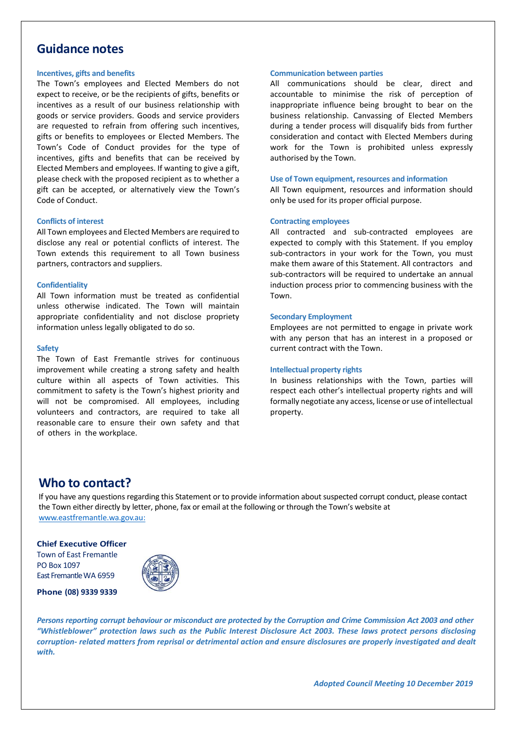## Guidance notes

### Incentives, gifts and benefits

The Town's employees and Elected Members do not expect to receive, or be the recipients of gifts, benefits or incentives as a result of our business relationship with goods or service providers. Goods and service providers are requested to refrain from offering such incentives, gifts or benefits to employees or Elected Members. The Town's Code of Conduct provides for the type of incentives, gifts and benefits that can be received by Elected Members and employees. If wanting to give a gift, please check with the proposed recipient as to whether a gift can be accepted, or alternatively view the Town's Code of Conduct.

### Conflicts of interest

All Town employees and Elected Members are required to disclose any real or potential conflicts of interest. The Town extends this requirement to all Town business partners, contractors and suppliers.

### Confidentiality

All Town information must be treated as confidential unless otherwise indicated. The Town will maintain appropriate confidentiality and not disclose propriety information unless legally obligated to do so.

### Safety

The Town of East Fremantle strives for continuous improvement while creating a strong safety and health culture within all aspects of Town activities. This commitment to safety is the Town's highest priority and will not be compromised. All employees, including volunteers and contractors, are required to take all reasonable care to ensure their own safety and that of others in the workplace.

### Communication between parties

All communications should be clear, direct and accountable to minimise the risk of perception of inappropriate influence being brought to bear on the business relationship. Canvassing of Elected Members during a tender process will disqualify bids from further consideration and contact with Elected Members during work for the Town is prohibited unless expressly authorised by the Town.

### Use of Town equipment, resources and information

All Town equipment, resources and information should only be used for its proper official purpose.

### Contracting employees

All contracted and sub-contracted employees are expected to comply with this Statement. If you employ sub-contractors in your work for the Town, you must make them aware of this Statement. All contractors and sub-contractors will be required to undertake an annual induction process prior to commencing business with the Town.

### Secondary Employment

Employees are not permitted to engage in private work with any person that has an interest in a proposed or current contract with the Town.

### Intellectual property rights

In business relationships with the Town, parties will respect each other's intellectual property rights and will formally negotiate any access, license or use of intellectual property.

## Who to contact?

If you have any questions regarding this Statement or to provide information about suspected corrupt conduct, please contact the Town either directly by letter, phone, fax or email at the following or through the Town's website at www.eastfremantle.wa.gov.au:

**Chief Executive Officer**
Town of East Fremantle
PO Box 1097
East Fremantle WA 6959

**Phone (08) 9339 9339**

***Persons reporting corrupt behaviour or misconduct are protected by the Corruption and Crime Commission Act 2003 and other "Whistleblower" protection laws such as the Public Interest Disclosure Act 2003. These laws protect persons disclosing corruption- related matters from reprisal or detrimental action and ensure disclosures are properly investigated and dealt with.***

***Adopted Council Meeting 10 December 2019***